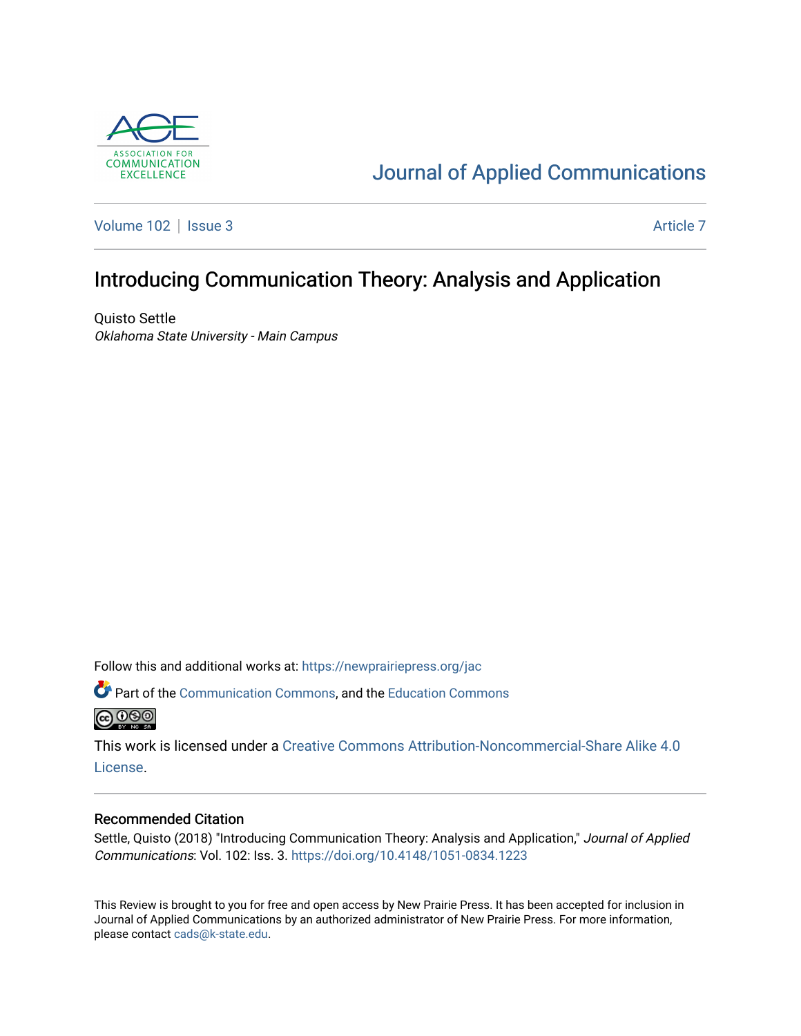ACE — Association for Communication Excellence

# Journal of Applied Communications

Volume 102 | Issue 3 — Article 7

## Introducing Communication Theory: Analysis and Application

Quisto Settle
*Oklahoma State University - Main Campus*

Follow this and additional works at: https://newprairiepress.org/jac

Part of the Communication Commons, and the Education Commons

This work is licensed under a Creative Commons Attribution-Noncommercial-Share Alike 4.0 License.

### Recommended Citation

Settle, Quisto (2018) "Introducing Communication Theory: Analysis and Application," *Journal of Applied Communications*: Vol. 102: Iss. 3. https://doi.org/10.4148/1051-0834.1223

This Review is brought to you for free and open access by New Prairie Press. It has been accepted for inclusion in Journal of Applied Communications by an authorized administrator of New Prairie Press. For more information, please contact cads@k-state.edu.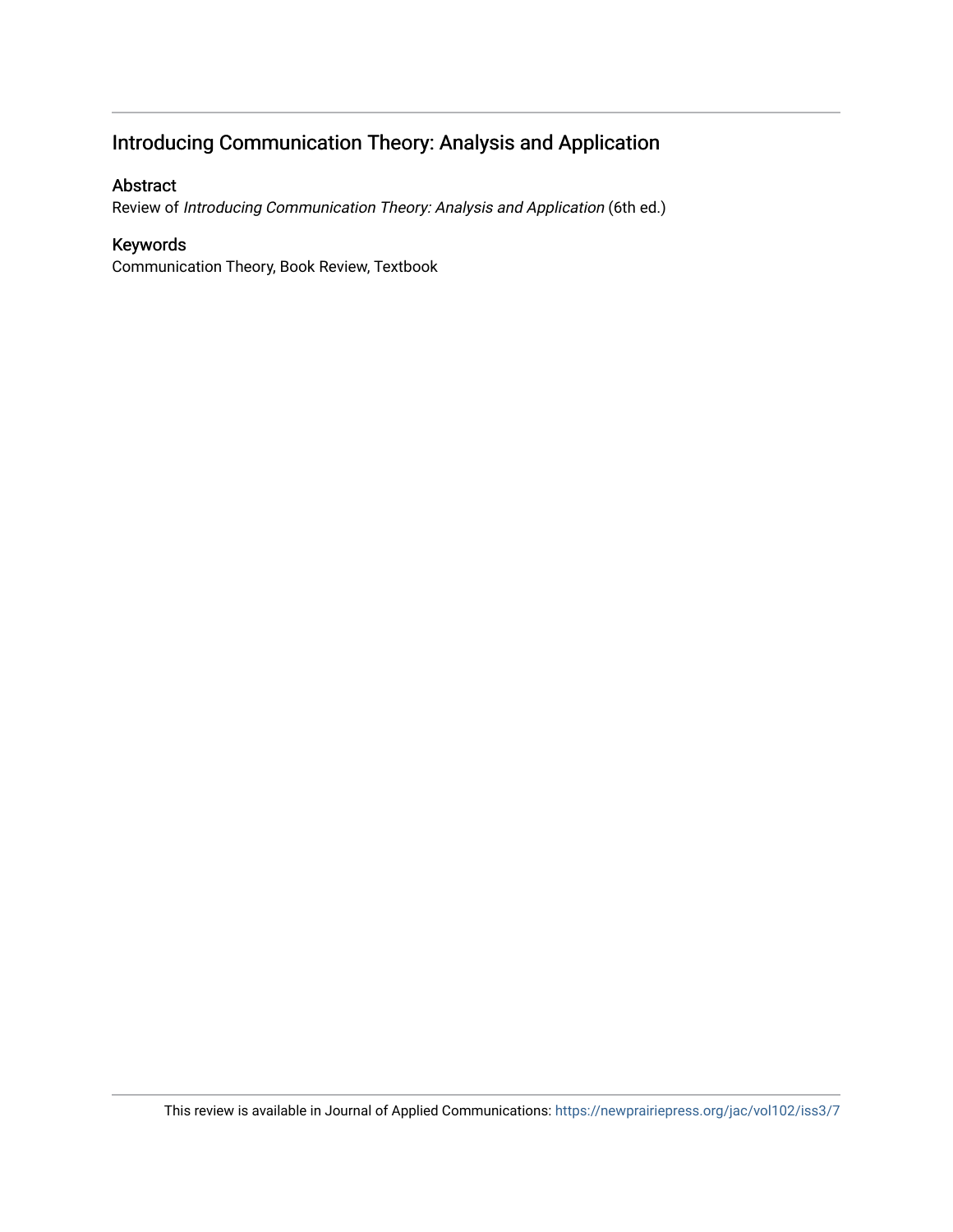## Introducing Communication Theory: Analysis and Application

### Abstract

Review of *Introducing Communication Theory: Analysis and Application* (6th ed.)

### Keywords

Communication Theory, Book Review, Textbook

This review is available in Journal of Applied Communications: https://newprairiepress.org/jac/vol102/iss3/7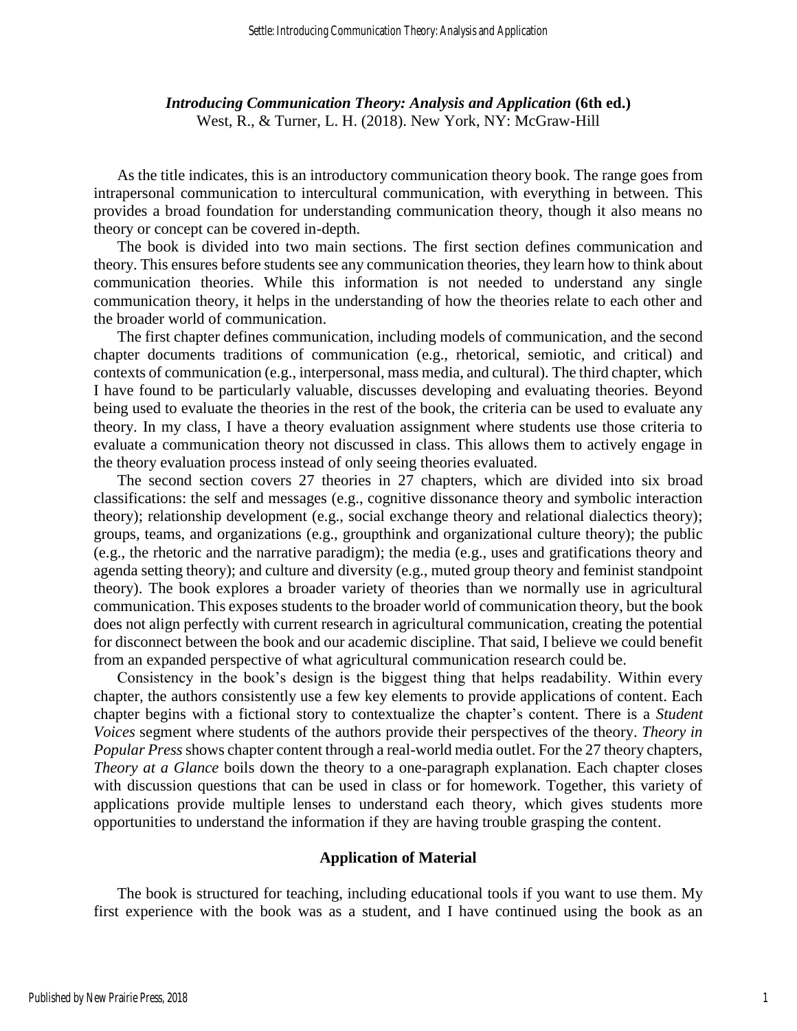*Introducing Communication Theory: Analysis and Application* **(6th ed.)**
West, R., & Turner, L. H. (2018). New York, NY: McGraw-Hill

As the title indicates, this is an introductory communication theory book. The range goes from intrapersonal communication to intercultural communication, with everything in between. This provides a broad foundation for understanding communication theory, though it also means no theory or concept can be covered in-depth.

The book is divided into two main sections. The first section defines communication and theory. This ensures before students see any communication theories, they learn how to think about communication theories. While this information is not needed to understand any single communication theory, it helps in the understanding of how the theories relate to each other and the broader world of communication.

The first chapter defines communication, including models of communication, and the second chapter documents traditions of communication (e.g., rhetorical, semiotic, and critical) and contexts of communication (e.g., interpersonal, mass media, and cultural). The third chapter, which I have found to be particularly valuable, discusses developing and evaluating theories. Beyond being used to evaluate the theories in the rest of the book, the criteria can be used to evaluate any theory. In my class, I have a theory evaluation assignment where students use those criteria to evaluate a communication theory not discussed in class. This allows them to actively engage in the theory evaluation process instead of only seeing theories evaluated.

The second section covers 27 theories in 27 chapters, which are divided into six broad classifications: the self and messages (e.g., cognitive dissonance theory and symbolic interaction theory); relationship development (e.g., social exchange theory and relational dialectics theory); groups, teams, and organizations (e.g., groupthink and organizational culture theory); the public (e.g., the rhetoric and the narrative paradigm); the media (e.g., uses and gratifications theory and agenda setting theory); and culture and diversity (e.g., muted group theory and feminist standpoint theory). The book explores a broader variety of theories than we normally use in agricultural communication. This exposes students to the broader world of communication theory, but the book does not align perfectly with current research in agricultural communication, creating the potential for disconnect between the book and our academic discipline. That said, I believe we could benefit from an expanded perspective of what agricultural communication research could be.

Consistency in the book's design is the biggest thing that helps readability. Within every chapter, the authors consistently use a few key elements to provide applications of content. Each chapter begins with a fictional story to contextualize the chapter's content. There is a *Student Voices* segment where students of the authors provide their perspectives of the theory. *Theory in Popular Press* shows chapter content through a real-world media outlet. For the 27 theory chapters, *Theory at a Glance* boils down the theory to a one-paragraph explanation. Each chapter closes with discussion questions that can be used in class or for homework. Together, this variety of applications provide multiple lenses to understand each theory, which gives students more opportunities to understand the information if they are having trouble grasping the content.

## Application of Material

The book is structured for teaching, including educational tools if you want to use them. My first experience with the book was as a student, and I have continued using the book as an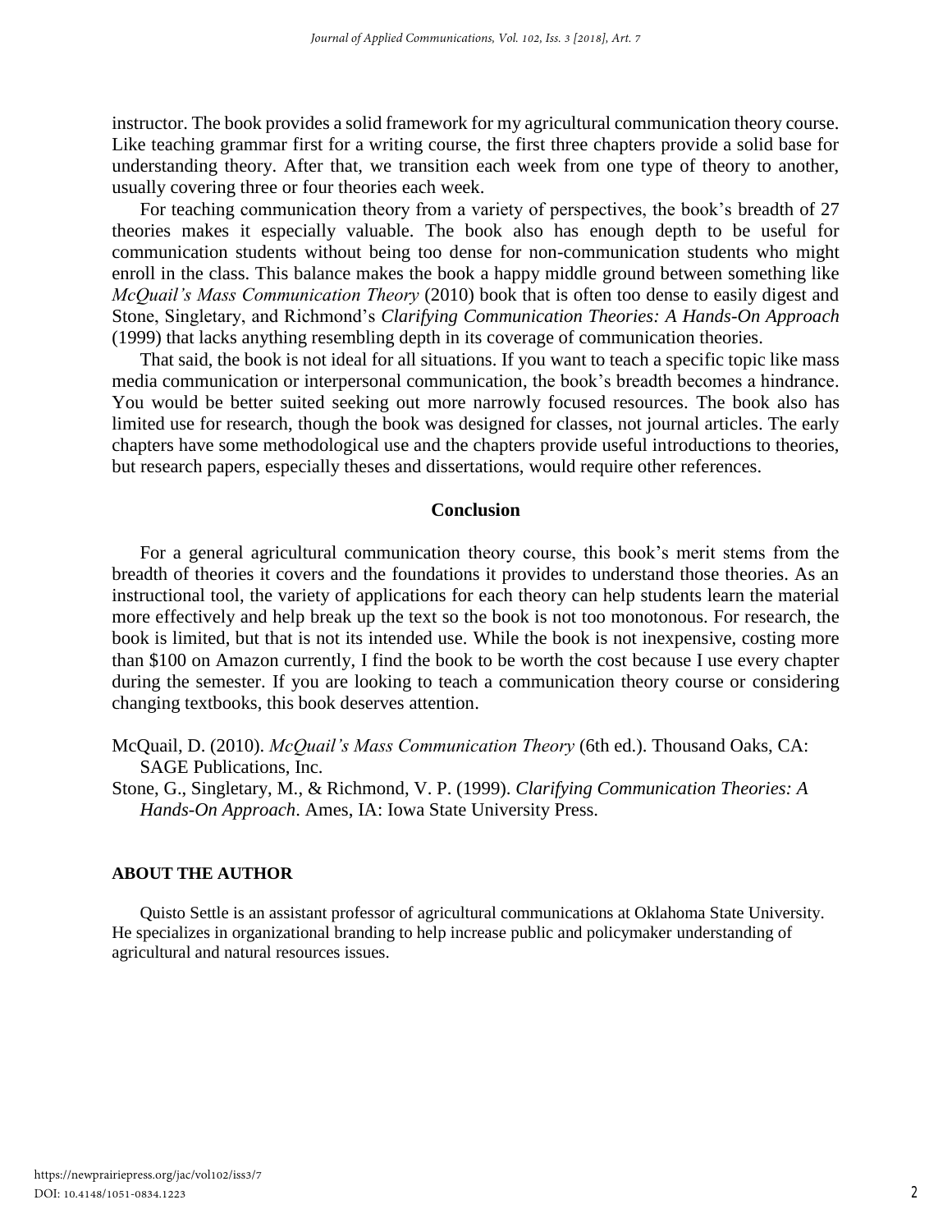instructor. The book provides a solid framework for my agricultural communication theory course. Like teaching grammar first for a writing course, the first three chapters provide a solid base for understanding theory. After that, we transition each week from one type of theory to another, usually covering three or four theories each week.

For teaching communication theory from a variety of perspectives, the book's breadth of 27 theories makes it especially valuable. The book also has enough depth to be useful for communication students without being too dense for non-communication students who might enroll in the class. This balance makes the book a happy middle ground between something like *McQuail's Mass Communication Theory* (2010) book that is often too dense to easily digest and Stone, Singletary, and Richmond's *Clarifying Communication Theories: A Hands-On Approach* (1999) that lacks anything resembling depth in its coverage of communication theories.

That said, the book is not ideal for all situations. If you want to teach a specific topic like mass media communication or interpersonal communication, the book's breadth becomes a hindrance. You would be better suited seeking out more narrowly focused resources. The book also has limited use for research, though the book was designed for classes, not journal articles. The early chapters have some methodological use and the chapters provide useful introductions to theories, but research papers, especially theses and dissertations, would require other references.

## Conclusion

For a general agricultural communication theory course, this book's merit stems from the breadth of theories it covers and the foundations it provides to understand those theories. As an instructional tool, the variety of applications for each theory can help students learn the material more effectively and help break up the text so the book is not too monotonous. For research, the book is limited, but that is not its intended use. While the book is not inexpensive, costing more than $100 on Amazon currently, I find the book to be worth the cost because I use every chapter during the semester. If you are looking to teach a communication theory course or considering changing textbooks, this book deserves attention.

McQuail, D. (2010). *McQuail's Mass Communication Theory* (6th ed.). Thousand Oaks, CA: SAGE Publications, Inc.

Stone, G., Singletary, M., & Richmond, V. P. (1999). *Clarifying Communication Theories: A Hands-On Approach*. Ames, IA: Iowa State University Press.

### ABOUT THE AUTHOR

Quisto Settle is an assistant professor of agricultural communications at Oklahoma State University. He specializes in organizational branding to help increase public and policymaker understanding of agricultural and natural resources issues.